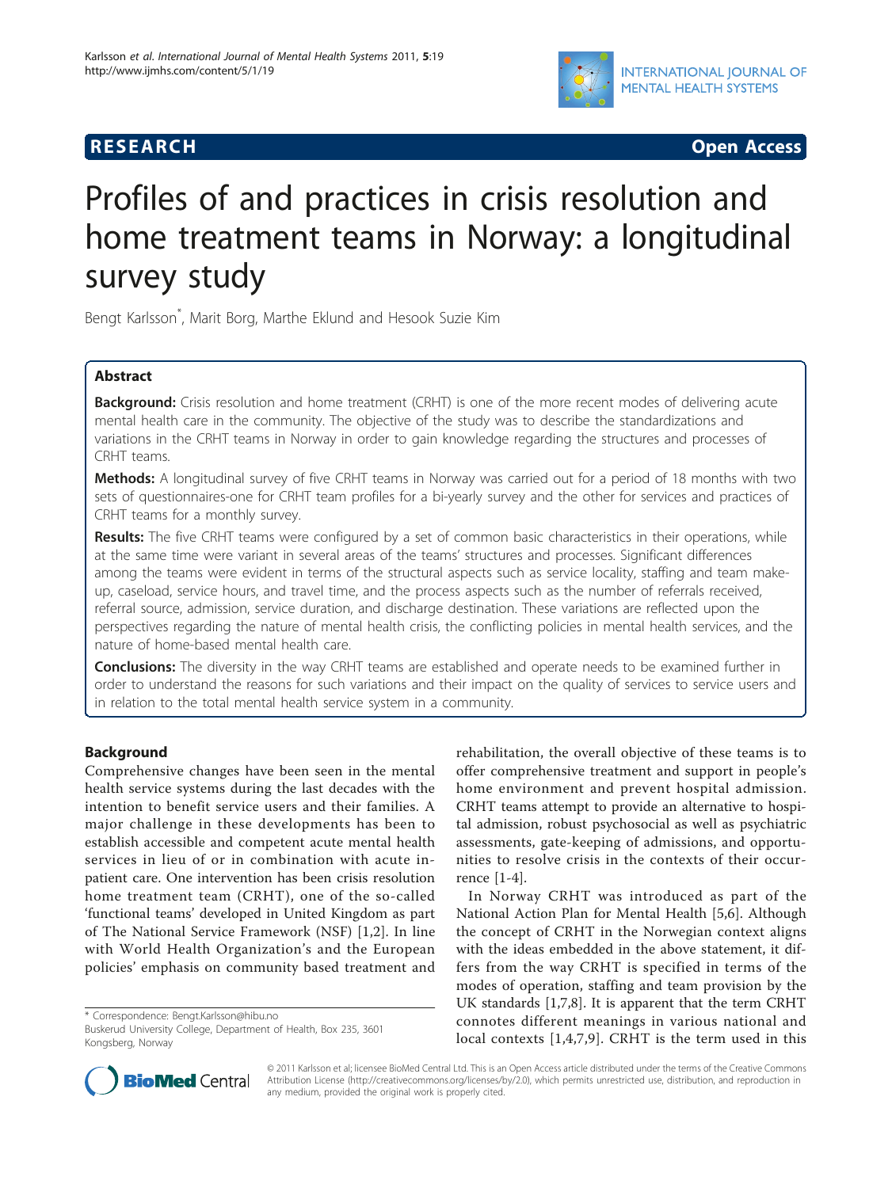**RESEARCH** **Open Access**

# Profiles of and practices in crisis resolution and home treatment teams in Norway: a longitudinal survey study

Bengt Karlsson*, Marit Borg, Marthe Eklund and Hesook Suzie Kim

## Abstract

**Background:** Crisis resolution and home treatment (CRHT) is one of the more recent modes of delivering acute mental health care in the community. The objective of the study was to describe the standardizations and variations in the CRHT teams in Norway in order to gain knowledge regarding the structures and processes of CRHT teams.

**Methods:** A longitudinal survey of five CRHT teams in Norway was carried out for a period of 18 months with two sets of questionnaires-one for CRHT team profiles for a bi-yearly survey and the other for services and practices of CRHT teams for a monthly survey.

**Results:** The five CRHT teams were configured by a set of common basic characteristics in their operations, while at the same time were variant in several areas of the teams' structures and processes. Significant differences among the teams were evident in terms of the structural aspects such as service locality, staffing and team make-up, caseload, service hours, and travel time, and the process aspects such as the number of referrals received, referral source, admission, service duration, and discharge destination. These variations are reflected upon the perspectives regarding the nature of mental health crisis, the conflicting policies in mental health services, and the nature of home-based mental health care.

**Conclusions:** The diversity in the way CRHT teams are established and operate needs to be examined further in order to understand the reasons for such variations and their impact on the quality of services to service users and in relation to the total mental health service system in a community.

## Background

Comprehensive changes have been seen in the mental health service systems during the last decades with the intention to benefit service users and their families. A major challenge in these developments has been to establish accessible and competent acute mental health services in lieu of or in combination with acute in-patient care. One intervention has been crisis resolution home treatment team (CRHT), one of the so-called 'functional teams' developed in United Kingdom as part of The National Service Framework (NSF) [1,2]. In line with World Health Organization's and the European policies' emphasis on community based treatment and rehabilitation, the overall objective of these teams is to offer comprehensive treatment and support in people's home environment and prevent hospital admission. CRHT teams attempt to provide an alternative to hospital admission, robust psychosocial as well as psychiatric assessments, gate-keeping of admissions, and opportunities to resolve crisis in the contexts of their occurrence [1-4].

In Norway CRHT was introduced as part of the National Action Plan for Mental Health [5,6]. Although the concept of CRHT in the Norwegian context aligns with the ideas embedded in the above statement, it differs from the way CRHT is specified in terms of the modes of operation, staffing and team provision by the UK standards [1,7,8]. It is apparent that the term CRHT connotes different meanings in various national and local contexts [1,4,7,9]. CRHT is the term used in this

\* Correspondence: Bengt.Karlsson@hibu.no
Buskerud University College, Department of Health, Box 235, 3601 Kongsberg, Norway

© 2011 Karlsson et al; licensee BioMed Central Ltd. This is an Open Access article distributed under the terms of the Creative Commons Attribution License (http://creativecommons.org/licenses/by/2.0), which permits unrestricted use, distribution, and reproduction in any medium, provided the original work is properly cited.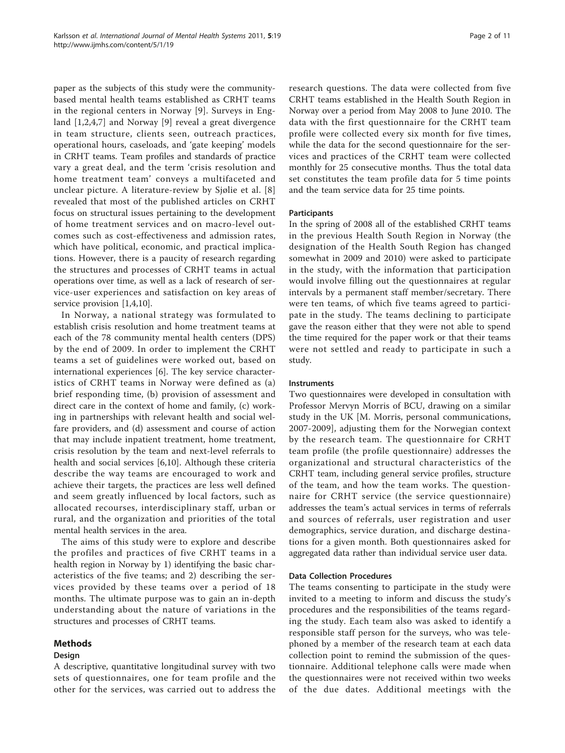paper as the subjects of this study were the community-based mental health teams established as CRHT teams in the regional centers in Norway [9]. Surveys in England [1,2,4,7] and Norway [9] reveal a great divergence in team structure, clients seen, outreach practices, operational hours, caseloads, and 'gate keeping' models in CRHT teams. Team profiles and standards of practice vary a great deal, and the term 'crisis resolution and home treatment team' conveys a multifaceted and unclear picture. A literature-review by Sjølie et al. [8] revealed that most of the published articles on CRHT focus on structural issues pertaining to the development of home treatment services and on macro-level outcomes such as cost-effectiveness and admission rates, which have political, economic, and practical implications. However, there is a paucity of research regarding the structures and processes of CRHT teams in actual operations over time, as well as a lack of research of service-user experiences and satisfaction on key areas of service provision [1,4,10].

In Norway, a national strategy was formulated to establish crisis resolution and home treatment teams at each of the 78 community mental health centers (DPS) by the end of 2009. In order to implement the CRHT teams a set of guidelines were worked out, based on international experiences [6]. The key service characteristics of CRHT teams in Norway were defined as (a) brief responding time, (b) provision of assessment and direct care in the context of home and family, (c) working in partnerships with relevant health and social welfare providers, and (d) assessment and course of action that may include inpatient treatment, home treatment, crisis resolution by the team and next-level referrals to health and social services [6,10]. Although these criteria describe the way teams are encouraged to work and achieve their targets, the practices are less well defined and seem greatly influenced by local factors, such as allocated recourses, interdisciplinary staff, urban or rural, and the organization and priorities of the total mental health services in the area.

The aims of this study were to explore and describe the profiles and practices of five CRHT teams in a health region in Norway by 1) identifying the basic characteristics of the five teams; and 2) describing the services provided by these teams over a period of 18 months. The ultimate purpose was to gain an in-depth understanding about the nature of variations in the structures and processes of CRHT teams.

## Methods

### Design

A descriptive, quantitative longitudinal survey with two sets of questionnaires, one for team profile and the other for the services, was carried out to address the research questions. The data were collected from five CRHT teams established in the Health South Region in Norway over a period from May 2008 to June 2010. The data with the first questionnaire for the CRHT team profile were collected every six month for five times, while the data for the second questionnaire for the services and practices of the CRHT team were collected monthly for 25 consecutive months. Thus the total data set constitutes the team profile data for 5 time points and the team service data for 25 time points.

### Participants

In the spring of 2008 all of the established CRHT teams in the previous Health South Region in Norway (the designation of the Health South Region has changed somewhat in 2009 and 2010) were asked to participate in the study, with the information that participation would involve filling out the questionnaires at regular intervals by a permanent staff member/secretary. There were ten teams, of which five teams agreed to participate in the study. The teams declining to participate gave the reason either that they were not able to spend the time required for the paper work or that their teams were not settled and ready to participate in such a study.

### Instruments

Two questionnaires were developed in consultation with Professor Mervyn Morris of BCU, drawing on a similar study in the UK [M. Morris, personal communications, 2007-2009], adjusting them for the Norwegian context by the research team. The questionnaire for CRHT team profile (the profile questionnaire) addresses the organizational and structural characteristics of the CRHT team, including general service profiles, structure of the team, and how the team works. The questionnaire for CRHT service (the service questionnaire) addresses the team's actual services in terms of referrals and sources of referrals, user registration and user demographics, service duration, and discharge destinations for a given month. Both questionnaires asked for aggregated data rather than individual service user data.

### Data Collection Procedures

The teams consenting to participate in the study were invited to a meeting to inform and discuss the study's procedures and the responsibilities of the teams regarding the study. Each team also was asked to identify a responsible staff person for the surveys, who was telephoned by a member of the research team at each data collection point to remind the submission of the questionnaire. Additional telephone calls were made when the questionnaires were not received within two weeks of the due dates. Additional meetings with the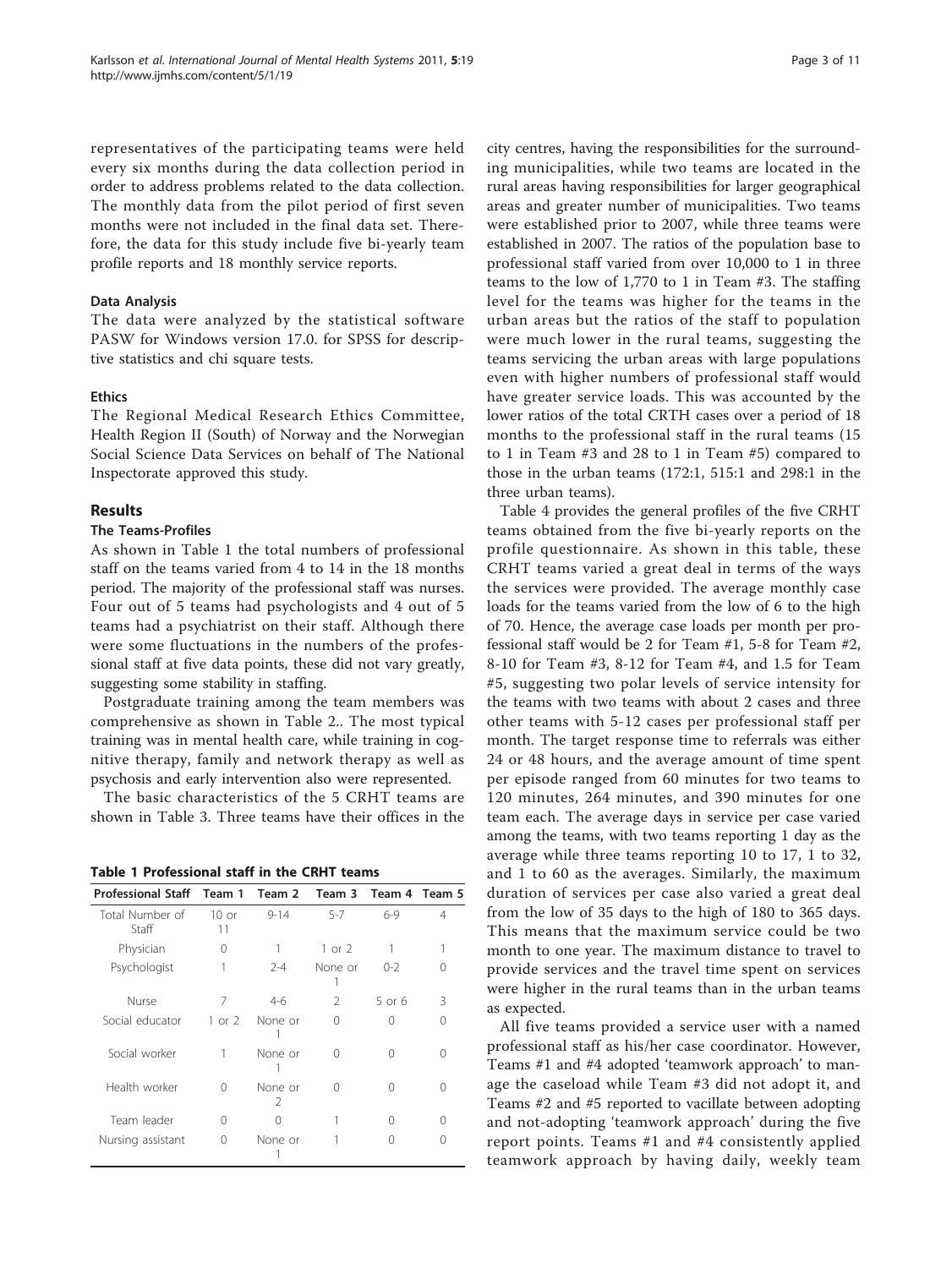representatives of the participating teams were held every six months during the data collection period in order to address problems related to the data collection. The monthly data from the pilot period of first seven months were not included in the final data set. Therefore, the data for this study include five bi-yearly team profile reports and 18 monthly service reports.

### Data Analysis

The data were analyzed by the statistical software PASW for Windows version 17.0. for SPSS for descriptive statistics and chi square tests.

### Ethics

The Regional Medical Research Ethics Committee, Health Region II (South) of Norway and the Norwegian Social Science Data Services on behalf of The National Inspectorate approved this study.

## Results

### The Teams-Profiles

As shown in Table 1 the total numbers of professional staff on the teams varied from 4 to 14 in the 18 months period. The majority of the professional staff was nurses. Four out of 5 teams had psychologists and 4 out of 5 teams had a psychiatrist on their staff. Although there were some fluctuations in the numbers of the professional staff at five data points, these did not vary greatly, suggesting some stability in staffing.

Postgraduate training among the team members was comprehensive as shown in Table 2.. The most typical training was in mental health care, while training in cognitive therapy, family and network therapy as well as psychosis and early intervention also were represented.

The basic characteristics of the 5 CRHT teams are shown in Table 3. Three teams have their offices in the

**Table 1 Professional staff in the CRHT teams**

| Professional Staff | Team 1 | Team 2 | Team 3 | Team 4 | Team 5 |
|---|---|---|---|---|---|
| Total Number of Staff | 10 or 11 | 9-14 | 5-7 | 6-9 | 4 |
| Physician | 0 | 1 | 1 or 2 | 1 | 1 |
| Psychologist | 1 | 2-4 | None or 1 | 0-2 | 0 |
| Nurse | 7 | 4-6 | 2 | 5 or 6 | 3 |
| Social educator | 1 or 2 | None or 1 | 0 | 0 | 0 |
| Social worker | 1 | None or 1 | 0 | 0 | 0 |
| Health worker | 0 | None or 2 | 0 | 0 | 0 |
| Team leader | 0 | 0 | 1 | 0 | 0 |
| Nursing assistant | 0 | None or 1 | 1 | 0 | 0 |

city centres, having the responsibilities for the surrounding municipalities, while two teams are located in the rural areas having responsibilities for larger geographical areas and greater number of municipalities. Two teams were established prior to 2007, while three teams were established in 2007. The ratios of the population base to professional staff varied from over 10,000 to 1 in three teams to the low of 1,770 to 1 in Team #3. The staffing level for the teams was higher for the teams in the urban areas but the ratios of the staff to population were much lower in the rural teams, suggesting the teams servicing the urban areas with large populations even with higher numbers of professional staff would have greater service loads. This was accounted by the lower ratios of the total CRTH cases over a period of 18 months to the professional staff in the rural teams (15 to 1 in Team #3 and 28 to 1 in Team #5) compared to those in the urban teams (172:1, 515:1 and 298:1 in the three urban teams).

Table 4 provides the general profiles of the five CRHT teams obtained from the five bi-yearly reports on the profile questionnaire. As shown in this table, these CRHT teams varied a great deal in terms of the ways the services were provided. The average monthly case loads for the teams varied from the low of 6 to the high of 70. Hence, the average case loads per month per professional staff would be 2 for Team #1, 5-8 for Team #2, 8-10 for Team #3, 8-12 for Team #4, and 1.5 for Team #5, suggesting two polar levels of service intensity for the teams with two teams with about 2 cases and three other teams with 5-12 cases per professional staff per month. The target response time to referrals was either 24 or 48 hours, and the average amount of time spent per episode ranged from 60 minutes for two teams to 120 minutes, 264 minutes, and 390 minutes for one team each. The average days in service per case varied among the teams, with two teams reporting 1 day as the average while three teams reporting 10 to 17, 1 to 32, and 1 to 60 as the averages. Similarly, the maximum duration of services per case also varied a great deal from the low of 35 days to the high of 180 to 365 days. This means that the maximum service could be two month to one year. The maximum distance to travel to provide services and the travel time spent on services were higher in the rural teams than in the urban teams as expected.

All five teams provided a service user with a named professional staff as his/her case coordinator. However, Teams #1 and #4 adopted 'teamwork approach' to manage the caseload while Team #3 did not adopt it, and Teams #2 and #5 reported to vacillate between adopting and not-adopting 'teamwork approach' during the five report points. Teams #1 and #4 consistently applied teamwork approach by having daily, weekly team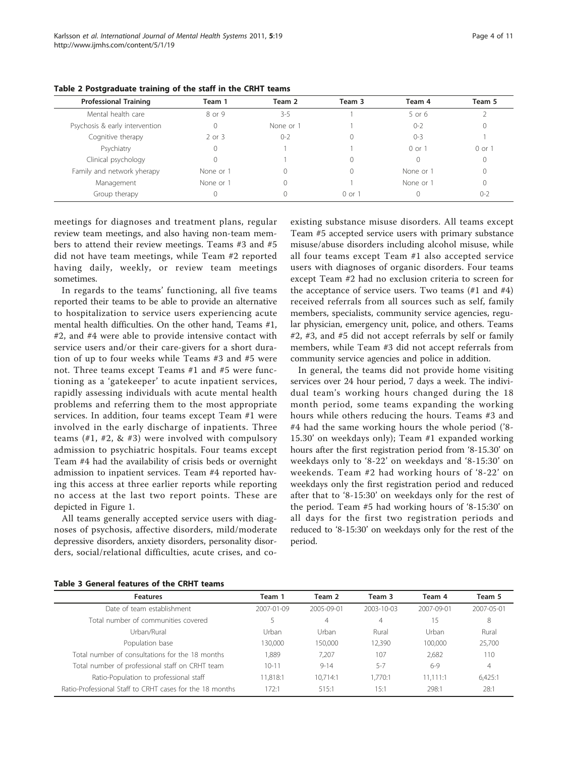**Table 2 Postgraduate training of the staff in the CRHT teams**

| Professional Training | Team 1 | Team 2 | Team 3 | Team 4 | Team 5 |
|---|---|---|---|---|---|
| Mental health care | 8 or 9 | 3-5 | 1 | 5 or 6 | 2 |
| Psychosis & early intervention | 0 | None or 1 | 1 | 0-2 | 0 |
| Cognitive therapy | 2 or 3 | 0-2 | 0 | 0-3 | 1 |
| Psychiatry | 0 | 1 | 1 | 0 or 1 | 0 or 1 |
| Clinical psychology | 0 | 1 | 0 | 0 | 0 |
| Family and network yherapy | None or 1 | 0 | 0 | None or 1 | 0 |
| Management | None or 1 | 0 | 1 | None or 1 | 0 |
| Group therapy | 0 | 0 | 0 or 1 | 0 | 0-2 |

meetings for diagnoses and treatment plans, regular review team meetings, and also having non-team members to attend their review meetings. Teams #3 and #5 did not have team meetings, while Team #2 reported having daily, weekly, or review team meetings sometimes.

In regards to the teams' functioning, all five teams reported their teams to be able to provide an alternative to hospitalization to service users experiencing acute mental health difficulties. On the other hand, Teams #1, #2, and #4 were able to provide intensive contact with service users and/or their care-givers for a short duration of up to four weeks while Teams #3 and #5 were not. Three teams except Teams #1 and #5 were functioning as a 'gatekeeper' to acute inpatient services, rapidly assessing individuals with acute mental health problems and referring them to the most appropriate services. In addition, four teams except Team #1 were involved in the early discharge of inpatients. Three teams (#1, #2, & #3) were involved with compulsory admission to psychiatric hospitals. Four teams except Team #4 had the availability of crisis beds or overnight admission to inpatient services. Team #4 reported having this access at three earlier reports while reporting no access at the last two report points. These are depicted in Figure 1.

All teams generally accepted service users with diagnoses of psychosis, affective disorders, mild/moderate depressive disorders, anxiety disorders, personality disorders, social/relational difficulties, acute crises, and co-existing substance misuse disorders. All teams except Team #5 accepted service users with primary substance misuse/abuse disorders including alcohol misuse, while all four teams except Team #1 also accepted service users with diagnoses of organic disorders. Four teams except Team #2 had no exclusion criteria to screen for the acceptance of service users. Two teams (#1 and #4) received referrals from all sources such as self, family members, specialists, community service agencies, regular physician, emergency unit, police, and others. Teams #2, #3, and #5 did not accept referrals by self or family members, while Team #3 did not accept referrals from community service agencies and police in addition.

In general, the teams did not provide home visiting services over 24 hour period, 7 days a week. The individual team's working hours changed during the 18 month period, some teams expanding the working hours while others reducing the hours. Teams #3 and #4 had the same working hours the whole period ('8-15.30' on weekdays only); Team #1 expanded working hours after the first registration period from '8-15.30' on weekdays only to '8-22' on weekdays and '8-15:30' on weekends. Team #2 had working hours of '8-22' on weekdays only the first registration period and reduced after that to '8-15:30' on weekdays only for the rest of the period. Team #5 had working hours of '8-15:30' on all days for the first two registration periods and reduced to '8-15:30' on weekdays only for the rest of the period.

**Table 3 General features of the CRHT teams**

| Features | Team 1 | Team 2 | Team 3 | Team 4 | Team 5 |
|---|---|---|---|---|---|
| Date of team establishment | 2007-01-09 | 2005-09-01 | 2003-10-03 | 2007-09-01 | 2007-05-01 |
| Total number of communities covered | 5 | 4 | 4 | 15 | 8 |
| Urban/Rural | Urban | Urban | Rural | Urban | Rural |
| Population base | 130,000 | 150,000 | 12,390 | 100,000 | 25,700 |
| Total number of consultations for the 18 months | 1,889 | 7,207 | 107 | 2,682 | 110 |
| Total number of professional staff on CRHT team | 10-11 | 9-14 | 5-7 | 6-9 | 4 |
| Ratio-Population to professional staff | 11,818:1 | 10,714:1 | 1,770:1 | 11,111:1 | 6,425:1 |
| Ratio-Professional Staff to CRHT cases for the 18 months | 172:1 | 515:1 | 15:1 | 298:1 | 28:1 |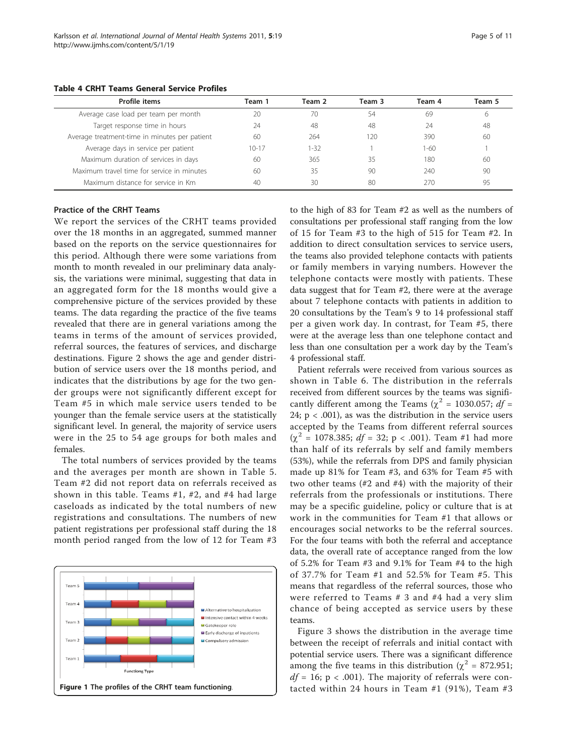**Table 4 CRHT Teams General Service Profiles**

| Profile items | Team 1 | Team 2 | Team 3 | Team 4 | Team 5 |
|---|---|---|---|---|---|
| Average case load per team per month | 20 | 70 | 54 | 69 | 6 |
| Target response time in hours | 24 | 48 | 48 | 24 | 48 |
| Average treatment-time in minutes per patient | 60 | 264 | 120 | 390 | 60 |
| Average days in service per patient | 10-17 | 1-32 | 1 | 1-60 | 1 |
| Maximum duration of services in days | 60 | 365 | 35 | 180 | 60 |
| Maximum travel time for service in minutes | 60 | 35 | 90 | 240 | 90 |
| Maximum distance for service in Km | 40 | 30 | 80 | 270 | 95 |

### Practice of the CRHT Teams

We report the services of the CRHT teams provided over the 18 months in an aggregated, summed manner based on the reports on the service questionnaires for this period. Although there were some variations from month to month revealed in our preliminary data analysis, the variations were minimal, suggesting that data in an aggregated form for the 18 months would give a comprehensive picture of the services provided by these teams. The data regarding the practice of the five teams revealed that there are in general variations among the teams in terms of the amount of services provided, referral sources, the features of services, and discharge destinations. Figure 2 shows the age and gender distribution of service users over the 18 months period, and indicates that the distributions by age for the two gender groups were not significantly different except for Team #5 in which male service users tended to be younger than the female service users at the statistically significant level. In general, the majority of service users were in the 25 to 54 age groups for both males and females.

The total numbers of services provided by the teams and the averages per month are shown in Table 5. Team #2 did not report data on referrals received as shown in this table. Teams #1, #2, and #4 had large caseloads as indicated by the total numbers of new registrations and consultations. The numbers of new patient registrations per professional staff during the 18 month period ranged from the low of 12 for Team #3 to the high of 83 for Team #2 as well as the numbers of consultations per professional staff ranging from the low of 15 for Team #3 to the high of 515 for Team #2. In addition to direct consultation services to service users, the teams also provided telephone contacts with patients or family members in varying numbers. However the telephone contacts were mostly with patients. These data suggest that for Team #2, there were at the average about 7 telephone contacts with patients in addition to 20 consultations by the Team's 9 to 14 professional staff per a given work day. In contrast, for Team #5, there were at the average less than one telephone contact and less than one consultation per a work day by the Team's 4 professional staff.

Patient referrals were received from various sources as shown in Table 6. The distribution in the referrals received from different sources by the teams was significantly different among the Teams ($\chi^2$ = 1030.057; $df$ = 24; $p < .001$), as was the distribution in the service users accepted by the Teams from different referral sources ($\chi^2$ = 1078.385; $df$ = 32; $p < .001$). Team #1 had more than half of its referrals by self and family members (53%), while the referrals from DPS and family physician made up 81% for Team #3, and 63% for Team #5 with two other teams (#2 and #4) with the majority of their referrals from the professionals or institutions. There may be a specific guideline, policy or culture that is at work in the communities for Team #1 that allows or encourages social networks to be the referral sources. For the four teams with both the referral and acceptance data, the overall rate of acceptance ranged from the low of 5.2% for Team #3 and 9.1% for Team #4 to the high of 37.7% for Team #1 and 52.5% for Team #5. This means that regardless of the referral sources, those who were referred to Teams # 3 and #4 had a very slim chance of being accepted as service users by these teams.

Figure 3 shows the distribution in the average time between the receipt of referrals and initial contact with potential service users. There was a significant difference among the five teams in this distribution ($\chi^2$ = 872.951; $df$ = 16; $p < .001$). The majority of referrals were contacted within 24 hours in Team #1 (91%), Team #3

**Figure 1 The profiles of the CRHT team functioning.**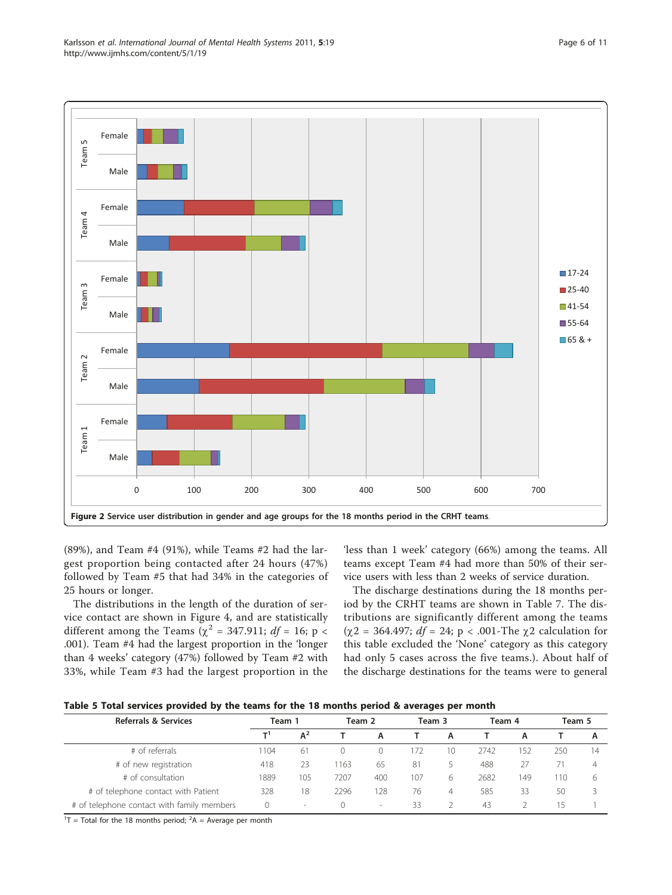Figure 2 Service user distribution in gender and age groups for the 18 months period in the CRHT teams.

(89%), and Team #4 (91%), while Teams #2 had the largest proportion being contacted after 24 hours (47%) followed by Team #5 that had 34% in the categories of 25 hours or longer.

The distributions in the length of the duration of service contact are shown in Figure 4, and are statistically different among the Teams ($\chi^2 = 347.911$; $df = 16$; $p < .001$). Team #4 had the largest proportion in the 'longer than 4 weeks' category (47%) followed by Team #2 with 33%, while Team #3 had the largest proportion in the 'less than 1 week' category (66%) among the teams. All teams except Team #4 had more than 50% of their service users with less than 2 weeks of service duration.

The discharge destinations during the 18 months period by the CRHT teams are shown in Table 7. The distributions are significantly different among the teams ($\chi2 = 364.497$; $df = 24$; $p < .001$-The $\chi2$ calculation for this table excluded the 'None' category as this category had only 5 cases across the five teams.). About half of the discharge destinations for the teams were to general

**Table 5 Total services provided by the teams for the 18 months period & averages per month**

| Referrals & Services | Team 1 | | Team 2 | | Team 3 | | Team 4 | | Team 5 | |
|---|---|---|---|---|---|---|---|---|---|---|
| | T[1] | A[2] | T | A | T | A | T | A | T | A |
| # of referrals | 1104 | 61 | 0 | 0 | 172 | 10 | 2742 | 152 | 250 | 14 |
| # of new registration | 418 | 23 | 1163 | 65 | 81 | 5 | 488 | 27 | 71 | 4 |
| # of consultation | 1889 | 105 | 7207 | 400 | 107 | 6 | 2682 | 149 | 110 | 6 |
| # of telephone contact with Patient | 328 | 18 | 2296 | 128 | 76 | 4 | 585 | 33 | 50 | 3 |
| # of telephone contact with family members | 0 | - | 0 | - | 33 | 2 | 43 | 2 | 15 | 1 |

[1]T = Total for the 18 months period; [2]A = Average per month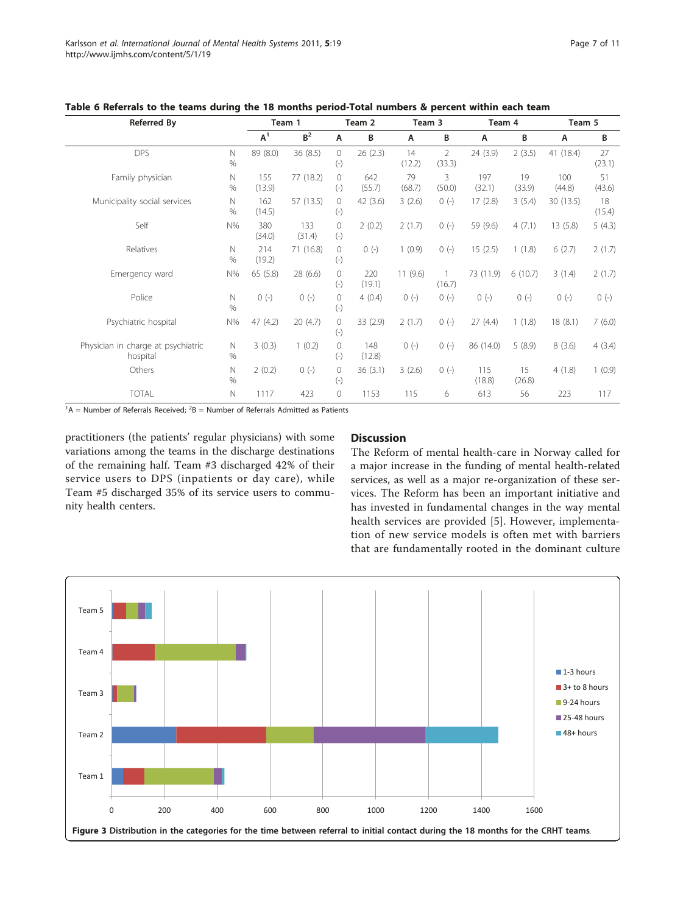**Table 6 Referrals to the teams during the 18 months period-Total numbers & percent within each team**

| Referred By | | Team 1 | | Team 2 | | Team 3 | | Team 4 | | Team 5 | |
|---|---|---|---|---|---|---|---|---|---|---|---|
| | | A[1] | B[2] | A | B | A | B | A | B | A | B |
| DPS | N % | 89 (8.0) | 36 (8.5) | 0 (-) | 26 (2.3) | 14 (12.2) | 2 (33.3) | 24 (3.9) | 2 (3.5) | 41 (18.4) | 27 (23.1) |
| Family physician | N % | 155 (13.9) | 77 (18.2) | 0 (-) | 642 (55.7) | 79 (68.7) | 3 (50.0) | 197 (32.1) | 19 (33.9) | 100 (44.8) | 51 (43.6) |
| Municipality social services | N % | 162 (14.5) | 57 (13.5) | 0 (-) | 42 (3.6) | 3 (2.6) | 0 (-) | 17 (2.8) | 3 (5.4) | 30 (13.5) | 18 (15.4) |
| Self | N% | 380 (34.0) | 133 (31.4) | 0 (-) | 2 (0.2) | 2 (1.7) | 0 (-) | 59 (9.6) | 4 (7.1) | 13 (5.8) | 5 (4.3) |
| Relatives | N % | 214 (19.2) | 71 (16.8) | 0 (-) | 0 (-) | 1 (0.9) | 0 (-) | 15 (2.5) | 1 (1.8) | 6 (2.7) | 2 (1.7) |
| Emergency ward | N% | 65 (5.8) | 28 (6.6) | 0 (-) | 220 (19.1) | 11 (9.6) | 1 (16.7) | 73 (11.9) | 6 (10.7) | 3 (1.4) | 2 (1.7) |
| Police | N % | 0 (-) | 0 (-) | 0 (-) | 4 (0.4) | 0 (-) | 0 (-) | 0 (-) | 0 (-) | 0 (-) | 0 (-) |
| Psychiatric hospital | N% | 47 (4.2) | 20 (4.7) | 0 (-) | 33 (2.9) | 2 (1.7) | 0 (-) | 27 (4.4) | 1 (1.8) | 18 (8.1) | 7 (6.0) |
| Physician in charge at psychiatric hospital | N % | 3 (0.3) | 1 (0.2) | 0 (-) | 148 (12.8) | 0 (-) | 0 (-) | 86 (14.0) | 5 (8.9) | 8 (3.6) | 4 (3.4) |
| Others | N % | 2 (0.2) | 0 (-) | 0 (-) | 36 (3.1) | 3 (2.6) | 0 (-) | 115 (18.8) | 15 (26.8) | 4 (1.8) | 1 (0.9) |
| TOTAL | N | 1117 | 423 | 0 | 1153 | 115 | 6 | 613 | 56 | 223 | 117 |

[1]A = Number of Referrals Received; [2]B = Number of Referrals Admitted as Patients

practitioners (the patients' regular physicians) with some variations among the teams in the discharge destinations of the remaining half. Team #3 discharged 42% of their service users to DPS (inpatients or day care), while Team #5 discharged 35% of its service users to community health centers.

## Discussion

The Reform of mental health-care in Norway called for a major increase in the funding of mental health-related services, as well as a major re-organization of these services. The Reform has been an important initiative and has invested in fundamental changes in the way mental health services are provided [5]. However, implementation of new service models is often met with barriers that are fundamentally rooted in the dominant culture

**Figure 3 Distribution in the categories for the time between referral to initial contact during the 18 months for the CRHT teams.**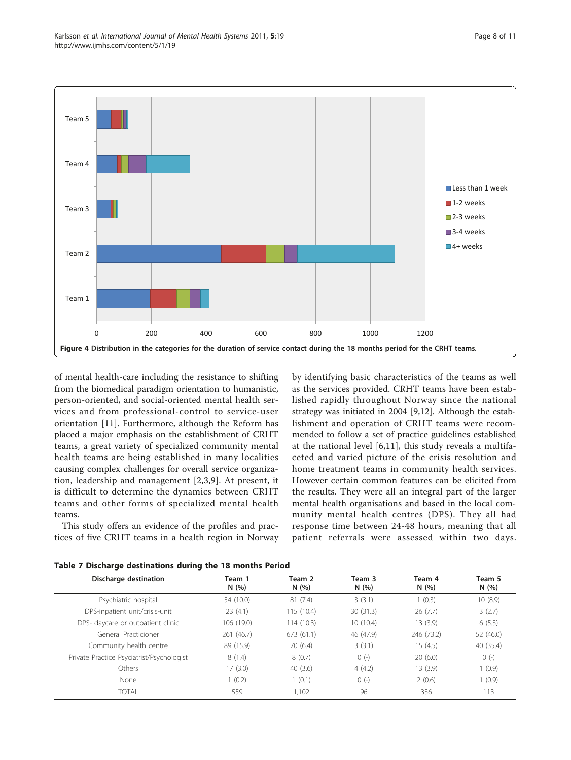**Figure 4 Distribution in the categories for the duration of service contact during the 18 months period for the CRHT teams.**

of mental health-care including the resistance to shifting from the biomedical paradigm orientation to humanistic, person-oriented, and social-oriented mental health services and from professional-control to service-user orientation [11]. Furthermore, although the Reform has placed a major emphasis on the establishment of CRHT teams, a great variety of specialized community mental health teams are being established in many localities causing complex challenges for overall service organization, leadership and management [2,3,9]. At present, it is difficult to determine the dynamics between CRHT teams and other forms of specialized mental health teams.

This study offers an evidence of the profiles and practices of five CRHT teams in a health region in Norway by identifying basic characteristics of the teams as well as the services provided. CRHT teams have been established rapidly throughout Norway since the national strategy was initiated in 2004 [9,12]. Although the establishment and operation of CRHT teams were recommended to follow a set of practice guidelines established at the national level [6,11], this study reveals a multifaceted and varied picture of the crisis resolution and home treatment teams in community health services. However certain common features can be elicited from the results. They were all an integral part of the larger mental health organisations and based in the local community mental health centres (DPS). They all had response time between 24-48 hours, meaning that all patient referrals were assessed within two days.

**Table 7 Discharge destinations during the 18 months Period**

| Discharge destination | Team 1 N (%) | Team 2 N (%) | Team 3 N (%) | Team 4 N (%) | Team 5 N (%) |
|---|---|---|---|---|---|
| Psychiatric hospital | 54 (10.0) | 81 (7.4) | 3 (3.1) | 1 (0.3) | 10 (8.9) |
| DPS-inpatient unit/crisis-unit | 23 (4.1) | 115 (10.4) | 30 (31.3) | 26 (7.7) | 3 (2.7) |
| DPS- daycare or outpatient clinic | 106 (19.0) | 114 (10.3) | 10 (10.4) | 13 (3.9) | 6 (5.3) |
| General Practicioner | 261 (46.7) | 673 (61.1) | 46 (47.9) | 246 (73.2) | 52 (46.0) |
| Community health centre | 89 (15.9) | 70 (6.4) | 3 (3.1) | 15 (4.5) | 40 (35.4) |
| Private Practice Psyciatrist/Psychologist | 8 (1.4) | 8 (0.7) | 0 (-) | 20 (6.0) | 0 (-) |
| Others | 17 (3.0) | 40 (3.6) | 4 (4.2) | 13 (3.9) | 1 (0.9) |
| None | 1 (0.2) | 1 (0.1) | 0 (-) | 2 (0.6) | 1 (0.9) |
| TOTAL | 559 | 1,102 | 96 | 336 | 113 |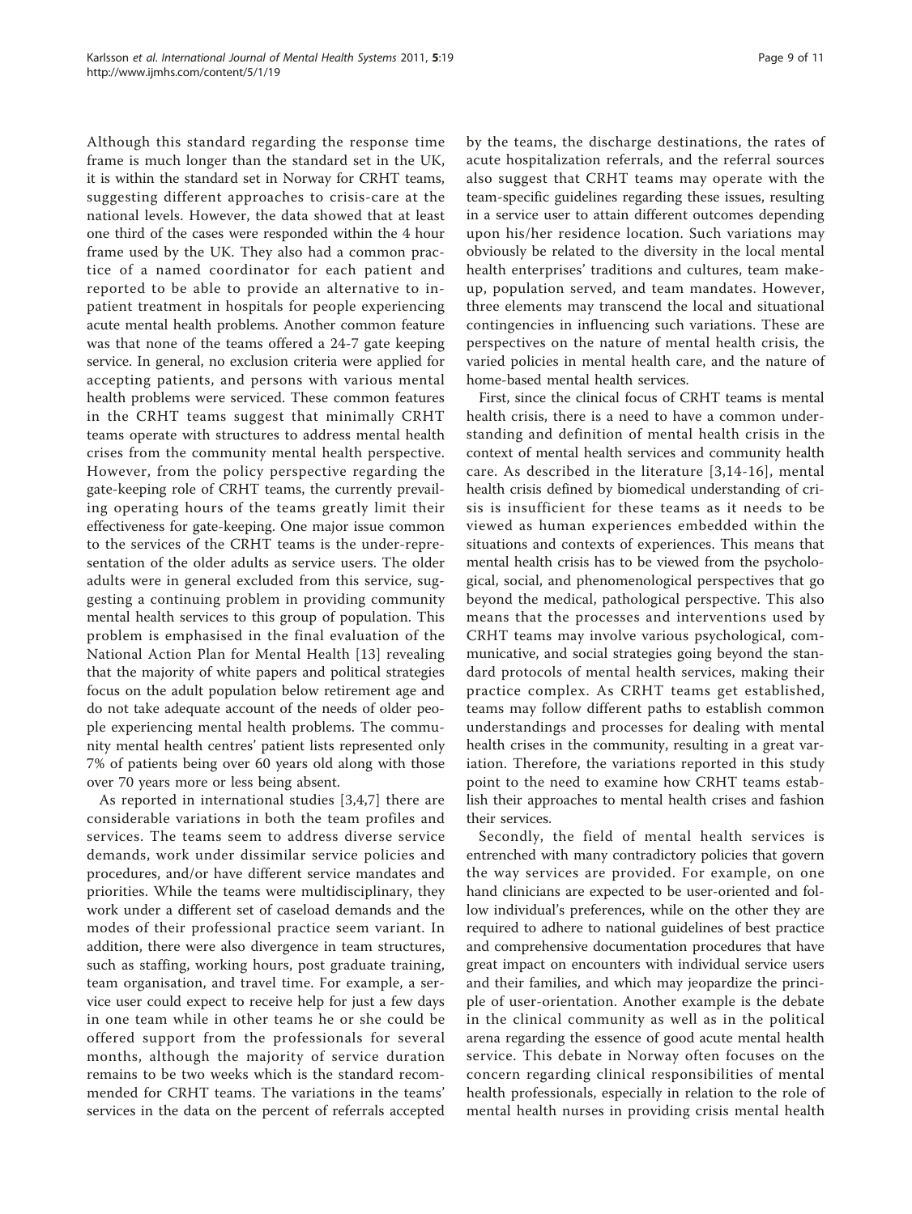Although this standard regarding the response time frame is much longer than the standard set in the UK, it is within the standard set in Norway for CRHT teams, suggesting different approaches to crisis-care at the national levels. However, the data showed that at least one third of the cases were responded within the 4 hour frame used by the UK. They also had a common practice of a named coordinator for each patient and reported to be able to provide an alternative to in-patient treatment in hospitals for people experiencing acute mental health problems. Another common feature was that none of the teams offered a 24-7 gate keeping service. In general, no exclusion criteria were applied for accepting patients, and persons with various mental health problems were serviced. These common features in the CRHT teams suggest that minimally CRHT teams operate with structures to address mental health crises from the community mental health perspective. However, from the policy perspective regarding the gate-keeping role of CRHT teams, the currently prevailing operating hours of the teams greatly limit their effectiveness for gate-keeping. One major issue common to the services of the CRHT teams is the under-representation of the older adults as service users. The older adults were in general excluded from this service, suggesting a continuing problem in providing community mental health services to this group of population. This problem is emphasised in the final evaluation of the National Action Plan for Mental Health [13] revealing that the majority of white papers and political strategies focus on the adult population below retirement age and do not take adequate account of the needs of older people experiencing mental health problems. The community mental health centres' patient lists represented only 7% of patients being over 60 years old along with those over 70 years more or less being absent.

As reported in international studies [3,4,7] there are considerable variations in both the team profiles and services. The teams seem to address diverse service demands, work under dissimilar service policies and procedures, and/or have different service mandates and priorities. While the teams were multidisciplinary, they work under a different set of caseload demands and the modes of their professional practice seem variant. In addition, there were also divergence in team structures, such as staffing, working hours, post graduate training, team organisation, and travel time. For example, a service user could expect to receive help for just a few days in one team while in other teams he or she could be offered support from the professionals for several months, although the majority of service duration remains to be two weeks which is the standard recommended for CRHT teams. The variations in the teams' services in the data on the percent of referrals accepted by the teams, the discharge destinations, the rates of acute hospitalization referrals, and the referral sources also suggest that CRHT teams may operate with the team-specific guidelines regarding these issues, resulting in a service user to attain different outcomes depending upon his/her residence location. Such variations may obviously be related to the diversity in the local mental health enterprises' traditions and cultures, team makeup, population served, and team mandates. However, three elements may transcend the local and situational contingencies in influencing such variations. These are perspectives on the nature of mental health crisis, the varied policies in mental health care, and the nature of home-based mental health services.

First, since the clinical focus of CRHT teams is mental health crisis, there is a need to have a common understanding and definition of mental health crisis in the context of mental health services and community health care. As described in the literature [3,14-16], mental health crisis defined by biomedical understanding of crisis is insufficient for these teams as it needs to be viewed as human experiences embedded within the situations and contexts of experiences. This means that mental health crisis has to be viewed from the psychological, social, and phenomenological perspectives that go beyond the medical, pathological perspective. This also means that the processes and interventions used by CRHT teams may involve various psychological, communicative, and social strategies going beyond the standard protocols of mental health services, making their practice complex. As CRHT teams get established, teams may follow different paths to establish common understandings and processes for dealing with mental health crises in the community, resulting in a great variation. Therefore, the variations reported in this study point to the need to examine how CRHT teams establish their approaches to mental health crises and fashion their services.

Secondly, the field of mental health services is entrenched with many contradictory policies that govern the way services are provided. For example, on one hand clinicians are expected to be user-oriented and follow individual's preferences, while on the other they are required to adhere to national guidelines of best practice and comprehensive documentation procedures that have great impact on encounters with individual service users and their families, and which may jeopardize the principle of user-orientation. Another example is the debate in the clinical community as well as in the political arena regarding the essence of good acute mental health service. This debate in Norway often focuses on the concern regarding clinical responsibilities of mental health professionals, especially in relation to the role of mental health nurses in providing crisis mental health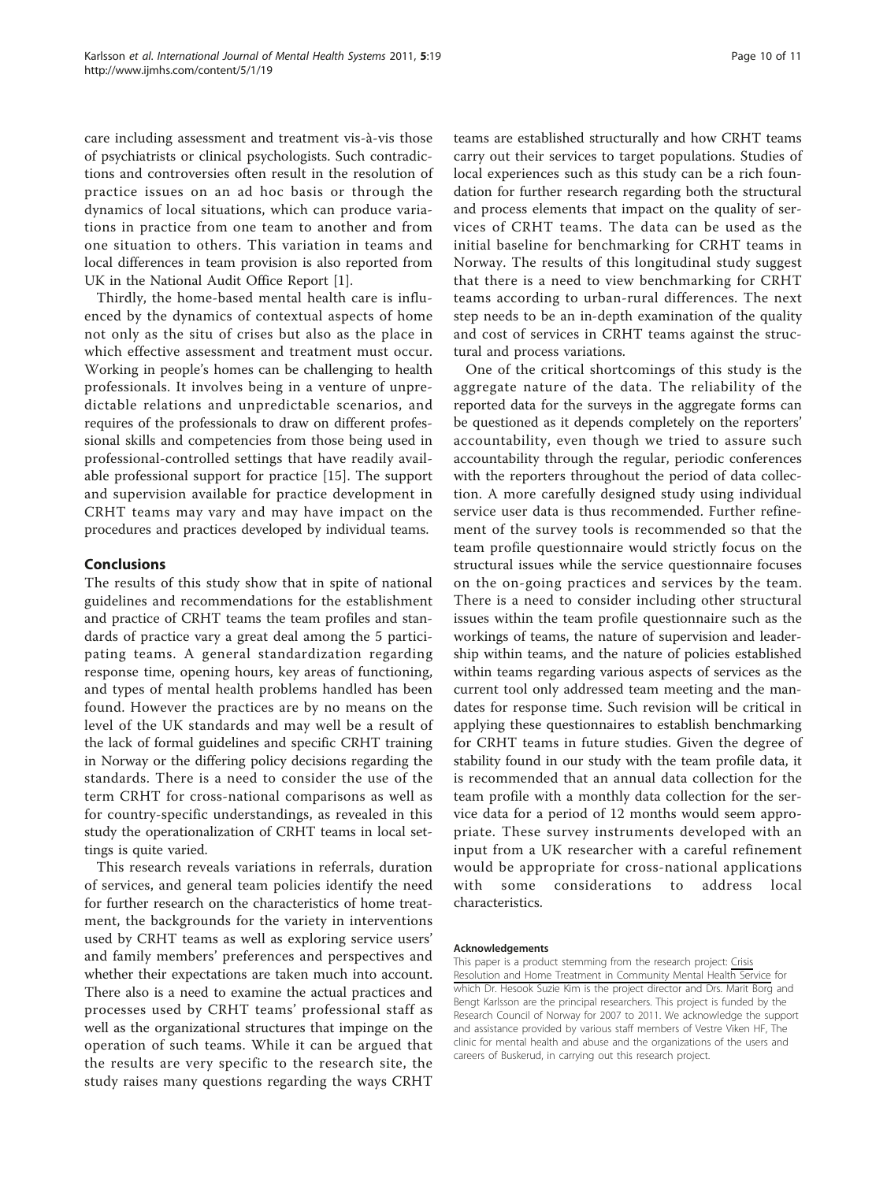care including assessment and treatment vis-à-vis those of psychiatrists or clinical psychologists. Such contradictions and controversies often result in the resolution of practice issues on an ad hoc basis or through the dynamics of local situations, which can produce variations in practice from one team to another and from one situation to others. This variation in teams and local differences in team provision is also reported from UK in the National Audit Office Report [1].

Thirdly, the home-based mental health care is influenced by the dynamics of contextual aspects of home not only as the situ of crises but also as the place in which effective assessment and treatment must occur. Working in people's homes can be challenging to health professionals. It involves being in a venture of unpredictable relations and unpredictable scenarios, and requires of the professionals to draw on different professional skills and competencies from those being used in professional-controlled settings that have readily available professional support for practice [15]. The support and supervision available for practice development in CRHT teams may vary and may have impact on the procedures and practices developed by individual teams.

## Conclusions

The results of this study show that in spite of national guidelines and recommendations for the establishment and practice of CRHT teams the team profiles and standards of practice vary a great deal among the 5 participating teams. A general standardization regarding response time, opening hours, key areas of functioning, and types of mental health problems handled has been found. However the practices are by no means on the level of the UK standards and may well be a result of the lack of formal guidelines and specific CRHT training in Norway or the differing policy decisions regarding the standards. There is a need to consider the use of the term CRHT for cross-national comparisons as well as for country-specific understandings, as revealed in this study the operationalization of CRHT teams in local settings is quite varied.

This research reveals variations in referrals, duration of services, and general team policies identify the need for further research on the characteristics of home treatment, the backgrounds for the variety in interventions used by CRHT teams as well as exploring service users' and family members' preferences and perspectives and whether their expectations are taken much into account. There also is a need to examine the actual practices and processes used by CRHT teams' professional staff as well as the organizational structures that impinge on the operation of such teams. While it can be argued that the results are very specific to the research site, the study raises many questions regarding the ways CRHT teams are established structurally and how CRHT teams carry out their services to target populations. Studies of local experiences such as this study can be a rich foundation for further research regarding both the structural and process elements that impact on the quality of services of CRHT teams. The data can be used as the initial baseline for benchmarking for CRHT teams in Norway. The results of this longitudinal study suggest that there is a need to view benchmarking for CRHT teams according to urban-rural differences. The next step needs to be an in-depth examination of the quality and cost of services in CRHT teams against the structural and process variations.

One of the critical shortcomings of this study is the aggregate nature of the data. The reliability of the reported data for the surveys in the aggregate forms can be questioned as it depends completely on the reporters' accountability, even though we tried to assure such accountability through the regular, periodic conferences with the reporters throughout the period of data collection. A more carefully designed study using individual service user data is thus recommended. Further refinement of the survey tools is recommended so that the team profile questionnaire would strictly focus on the structural issues while the service questionnaire focuses on the on-going practices and services by the team. There is a need to consider including other structural issues within the team profile questionnaire such as the workings of teams, the nature of supervision and leadership within teams, and the nature of policies established within teams regarding various aspects of services as the current tool only addressed team meeting and the mandates for response time. Such revision will be critical in applying these questionnaires to establish benchmarking for CRHT teams in future studies. Given the degree of stability found in our study with the team profile data, it is recommended that an annual data collection for the team profile with a monthly data collection for the service data for a period of 12 months would seem appropriate. These survey instruments developed with an input from a UK researcher with a careful refinement would be appropriate for cross-national applications with some considerations to address local characteristics.

#### Acknowledgements

This paper is a product stemming from the research project: Crisis Resolution and Home Treatment in Community Mental Health Service for which Dr. Hesook Suzie Kim is the project director and Drs. Marit Borg and Bengt Karlsson are the principal researchers. This project is funded by the Research Council of Norway for 2007 to 2011. We acknowledge the support and assistance provided by various staff members of Vestre Viken HF, The clinic for mental health and abuse and the organizations of the users and careers of Buskerud, in carrying out this research project.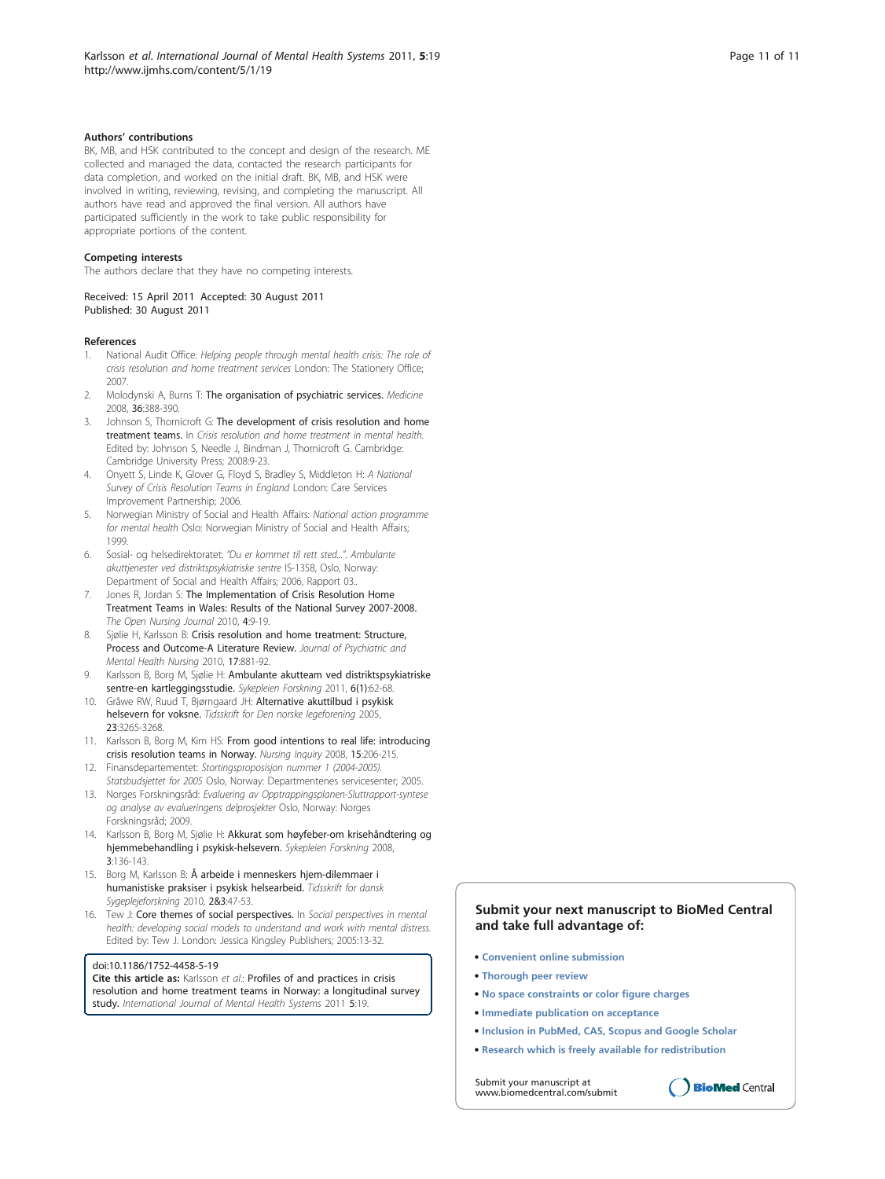### Authors' contributions

BK, MB, and HSK contributed to the concept and design of the research. ME collected and managed the data, contacted the research participants for data completion, and worked on the initial draft. BK, MB, and HSK were involved in writing, reviewing, revising, and completing the manuscript. All authors have read and approved the final version. All authors have participated sufficiently in the work to take public responsibility for appropriate portions of the content.

### Competing interests

The authors declare that they have no competing interests.

Received: 15 April 2011 Accepted: 30 August 2011
Published: 30 August 2011

### References

1. National Audit Office: *Helping people through mental health crisis: The role of crisis resolution and home treatment services* London: The Stationery Office; 2007.
2. Molodynski A, Burns T: **The organisation of psychiatric services.** *Medicine* 2008, **36**:388-390.
3. Johnson S, Thornicroft G: **The development of crisis resolution and home treatment teams.** In *Crisis resolution and home treatment in mental health.* Edited by: Johnson S, Needle J, Bindman J, Thornicroft G. Cambridge: Cambridge University Press; 2008:9-23.
4. Onyett S, Linde K, Glover G, Floyd S, Bradley S, Middleton H: *A National Survey of Crisis Resolution Teams in England* London: Care Services Improvement Partnership; 2006.
5. Norwegian Ministry of Social and Health Affairs: *National action programme for mental health* Oslo: Norwegian Ministry of Social and Health Affairs; 1999.
6. Sosial- og helsedirektoratet: *"Du er kommet til rett sted...". Ambulante akuttjenester ved distriktspsykiatriske sentre* IS-1358, Oslo, Norway: Department of Social and Health Affairs; 2006, Rapport 03..
7. Jones R, Jordan S: **The Implementation of Crisis Resolution Home Treatment Teams in Wales: Results of the National Survey 2007-2008.** *The Open Nursing Journal* 2010, **4**:9-19.
8. Sjølie H, Karlsson B: **Crisis resolution and home treatment: Structure, Process and Outcome-A Literature Review.** *Journal of Psychiatric and Mental Health Nursing* 2010, **17**:881-92.
9. Karlsson B, Borg M, Sjølie H: **Ambulante akutteam ved distriktspsykiatriske sentre-en kartleggingsstudie.** *Sykepleien Forskning* 2011, **6(1)**:62-68.
10. Gråwe RW, Ruud T, Bjørngaard JH: **Alternative akuttilbud i psykisk helsevern for voksne.** *Tidsskrift for Den norske legeforening* 2005, **23**:3265-3268.
11. Karlsson B, Borg M, Kim HS: **From good intentions to real life: introducing crisis resolution teams in Norway.** *Nursing Inquiry* 2008, **15**:206-215.
12. Finansdepartementet: *Stortingsproposisjon nummer 1 (2004-2005). Statsbudsjettet for 2005* Oslo, Norway: Departmentenes servicesenter; 2005.
13. Norges Forskningsråd: *Evaluering av Opptrappingsplanen-Sluttrapport-syntese og analyse av evalueringens delprosjekter* Oslo, Norway: Norges Forskningsråd; 2009.
14. Karlsson B, Borg M, Sjølie H: **Akkurat som høyfeber-om krisehåndtering og hjemmebehandling i psykisk-helsevern.** *Sykepleien Forskning* 2008, **3**:136-143.
15. Borg M, Karlsson B: **Å arbeide i menneskers hjem-dilemmaer i humanistiske praksiser i psykisk helsearbeid.** *Tidsskrift for dansk Sygeplejeforskning* 2010, **2&3**:47-53.
16. Tew J: **Core themes of social perspectives.** In *Social perspectives in mental health: developing social models to understand and work with mental distress.* Edited by: Tew J. London: Jessica Kingsley Publishers; 2005:13-32.

doi:10.1186/1752-4458-5-19
**Cite this article as:** Karlsson *et al.*: Profiles of and practices in crisis resolution and home treatment teams in Norway: a longitudinal survey study. *International Journal of Mental Health Systems* 2011 **5**:19.

**Submit your next manuscript to BioMed Central and take full advantage of:**

- Convenient online submission
- Thorough peer review
- No space constraints or color figure charges
- Immediate publication on acceptance
- Inclusion in PubMed, CAS, Scopus and Google Scholar
- Research which is freely available for redistribution

Submit your manuscript at www.biomedcentral.com/submit

BioMed Central